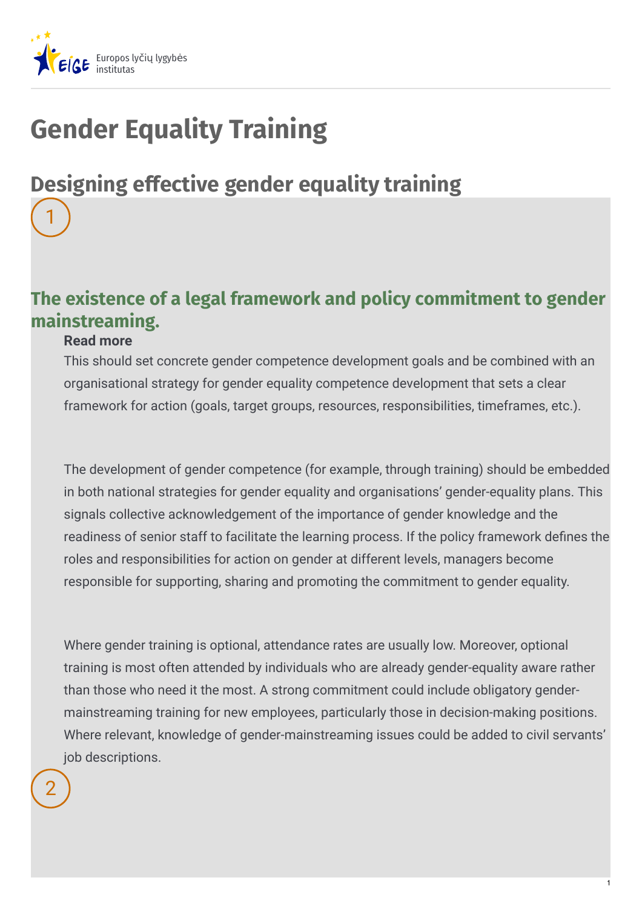Europos lyčių lygybės institutas

# Gender Equality Training

## Designing effective gender equality training

1

### The existence of a legal framework and policy commitment to gender mainstreaming.

**Read more**

This should set concrete gender competence development goals and be combined with an organisational strategy for gender equality competence development that sets a clear framework for action (goals, target groups, resources, responsibilities, timeframes, etc.).

The development of gender competence (for example, through training) should be embedded in both national strategies for gender equality and organisations' gender-equality plans. This signals collective acknowledgement of the importance of gender knowledge and the readiness of senior staff to facilitate the learning process. If the policy framework defines the roles and responsibilities for action on gender at different levels, managers become responsible for supporting, sharing and promoting the commitment to gender equality.

Where gender training is optional, attendance rates are usually low. Moreover, optional training is most often attended by individuals who are already gender-equality aware rather than those who need it the most. A strong commitment could include obligatory gender-mainstreaming training for new employees, particularly those in decision-making positions. Where relevant, knowledge of gender-mainstreaming issues could be added to civil servants' job descriptions.

2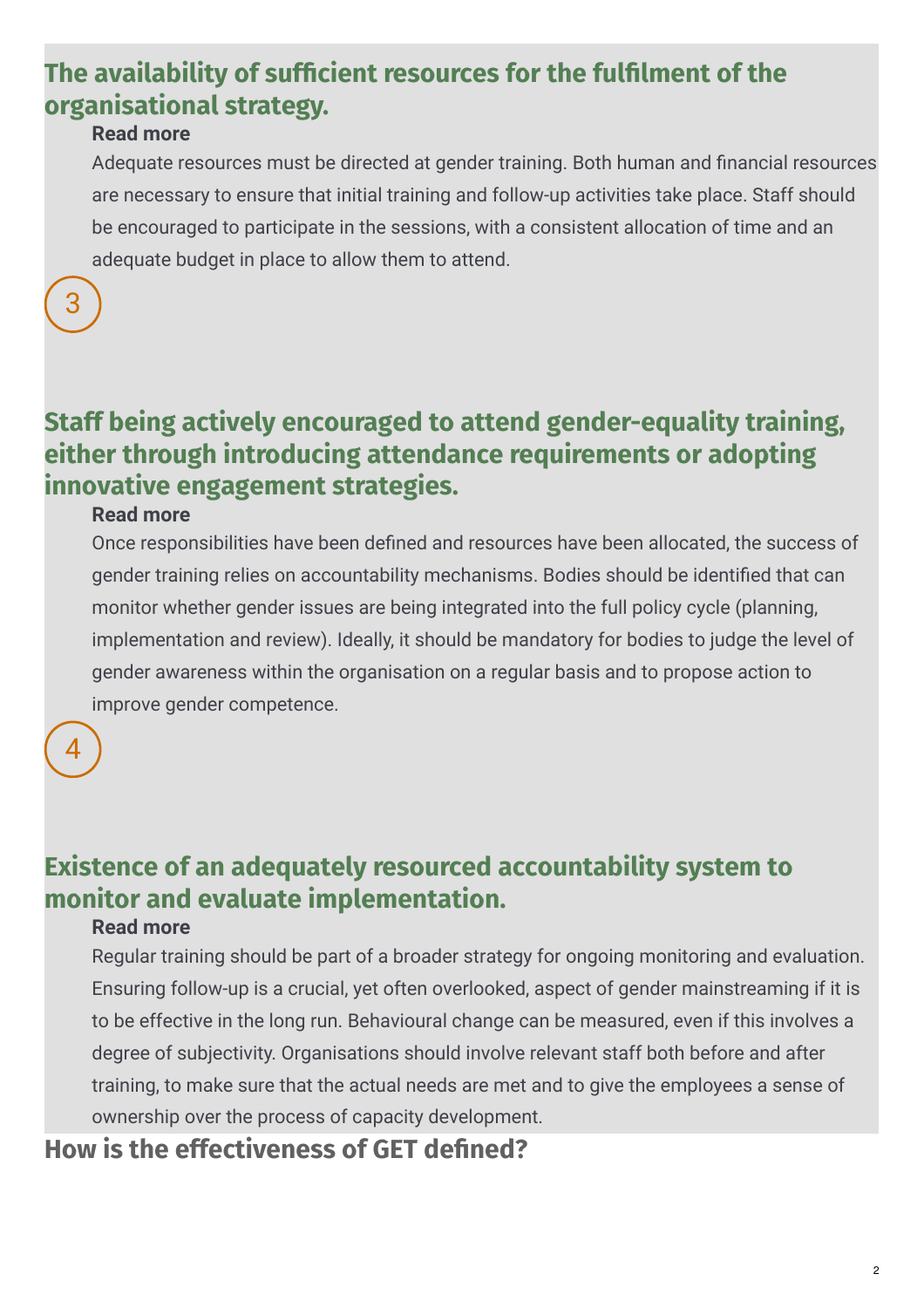## The availability of sufficient resources for the fulfilment of the organisational strategy.

**Read more**

Adequate resources must be directed at gender training. Both human and financial resources are necessary to ensure that initial training and follow-up activities take place. Staff should be encouraged to participate in the sessions, with a consistent allocation of time and an adequate budget in place to allow them to attend.

3

## Staff being actively encouraged to attend gender-equality training, either through introducing attendance requirements or adopting innovative engagement strategies.

**Read more**

Once responsibilities have been defined and resources have been allocated, the success of gender training relies on accountability mechanisms. Bodies should be identified that can monitor whether gender issues are being integrated into the full policy cycle (planning, implementation and review). Ideally, it should be mandatory for bodies to judge the level of gender awareness within the organisation on a regular basis and to propose action to improve gender competence.

4

## Existence of an adequately resourced accountability system to monitor and evaluate implementation.

**Read more**

Regular training should be part of a broader strategy for ongoing monitoring and evaluation. Ensuring follow-up is a crucial, yet often overlooked, aspect of gender mainstreaming if it is to be effective in the long run. Behavioural change can be measured, even if this involves a degree of subjectivity. Organisations should involve relevant staff both before and after training, to make sure that the actual needs are met and to give the employees a sense of ownership over the process of capacity development.

## How is the effectiveness of GET defined?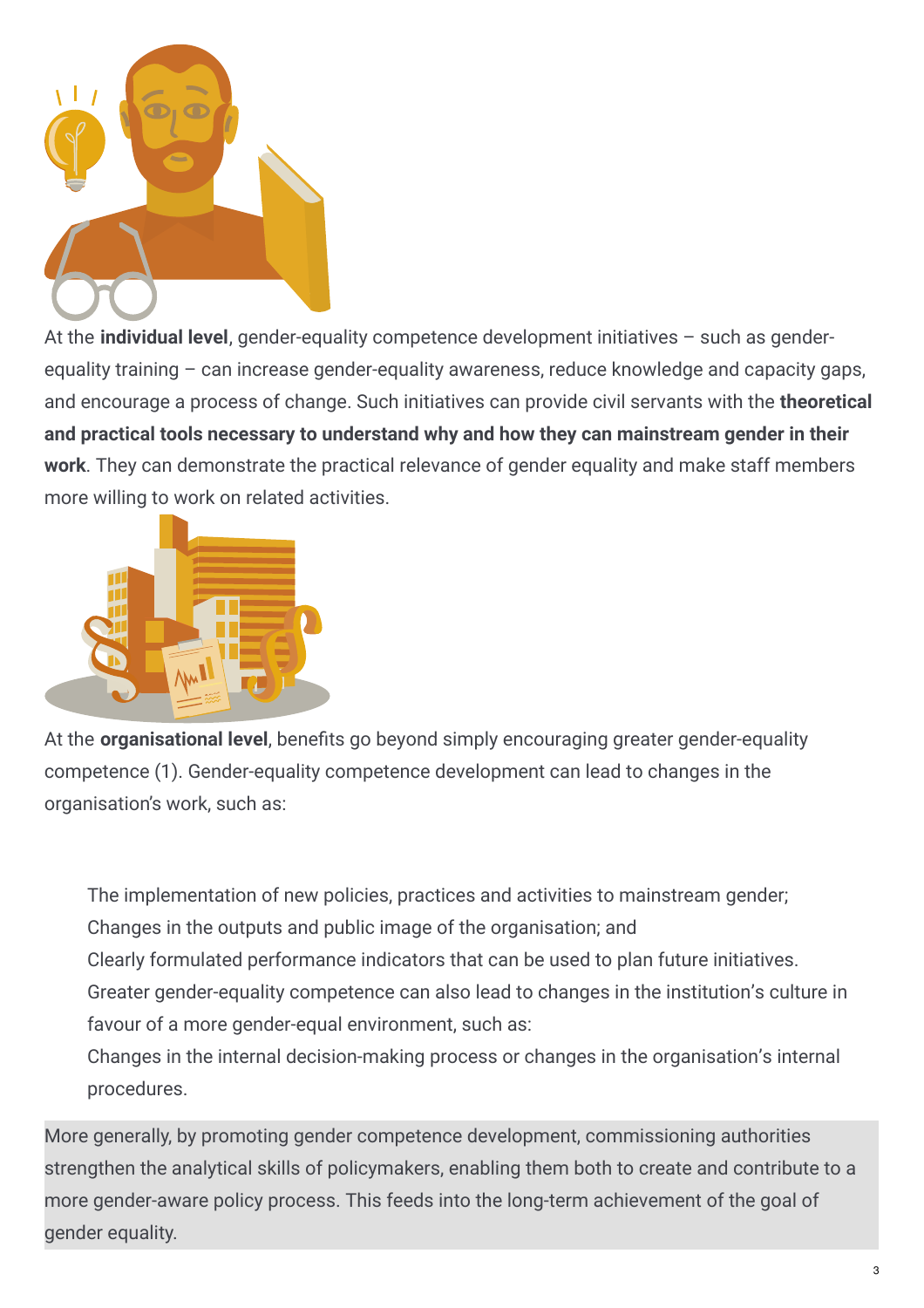At the **individual level**, gender-equality competence development initiatives – such as gender-equality training – can increase gender-equality awareness, reduce knowledge and capacity gaps, and encourage a process of change. Such initiatives can provide civil servants with the **theoretical and practical tools necessary to understand why and how they can mainstream gender in their work**. They can demonstrate the practical relevance of gender equality and make staff members more willing to work on related activities.

At the **organisational level**, benefits go beyond simply encouraging greater gender-equality competence (1). Gender-equality competence development can lead to changes in the organisation's work, such as:

- The implementation of new policies, practices and activities to mainstream gender;
- Changes in the outputs and public image of the organisation; and
- Clearly formulated performance indicators that can be used to plan future initiatives.
- Greater gender-equality competence can also lead to changes in the institution's culture in favour of a more gender-equal environment, such as:
- Changes in the internal decision-making process or changes in the organisation's internal procedures.

More generally, by promoting gender competence development, commissioning authorities strengthen the analytical skills of policymakers, enabling them both to create and contribute to a more gender-aware policy process. This feeds into the long-term achievement of the goal of gender equality.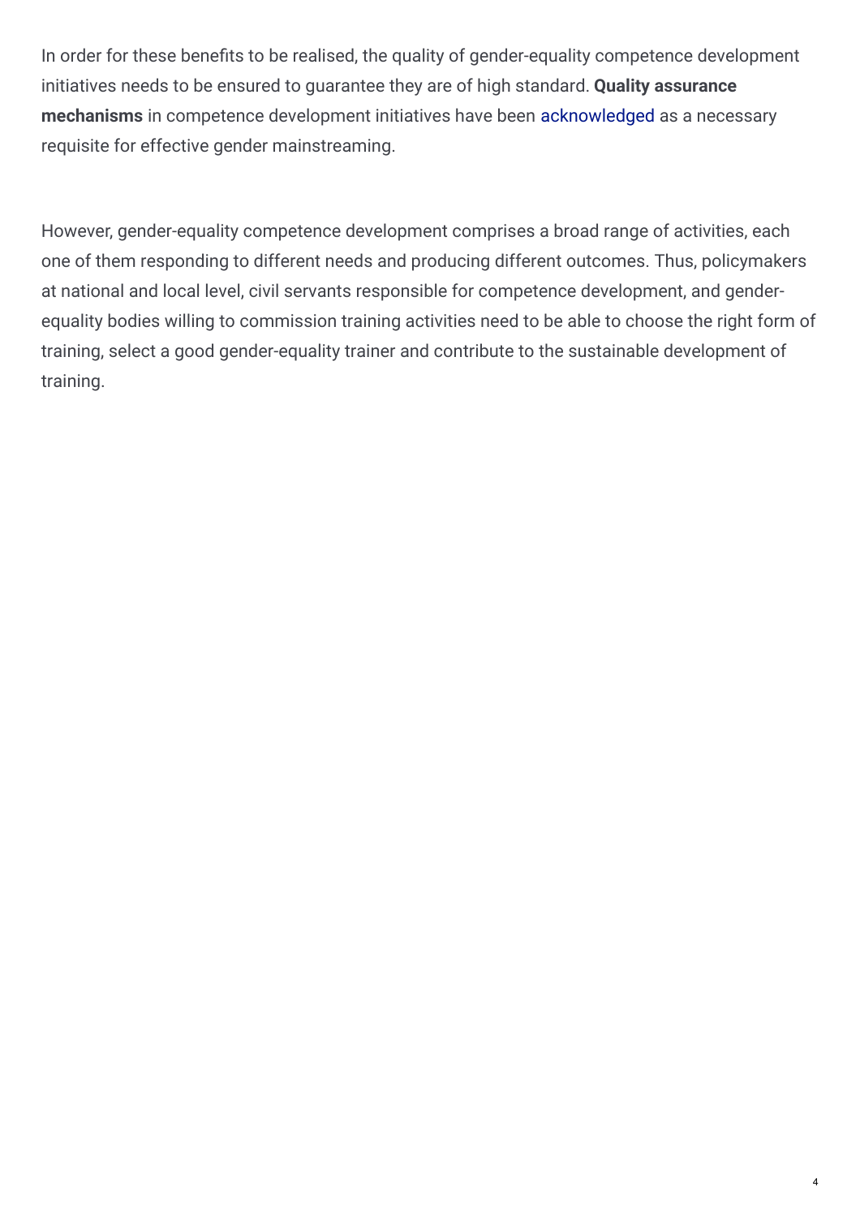In order for these benefits to be realised, the quality of gender-equality competence development initiatives needs to be ensured to guarantee they are of high standard. **Quality assurance mechanisms** in competence development initiatives have been acknowledged as a necessary requisite for effective gender mainstreaming.

However, gender-equality competence development comprises a broad range of activities, each one of them responding to different needs and producing different outcomes. Thus, policymakers at national and local level, civil servants responsible for competence development, and gender-equality bodies willing to commission training activities need to be able to choose the right form of training, select a good gender-equality trainer and contribute to the sustainable development of training.